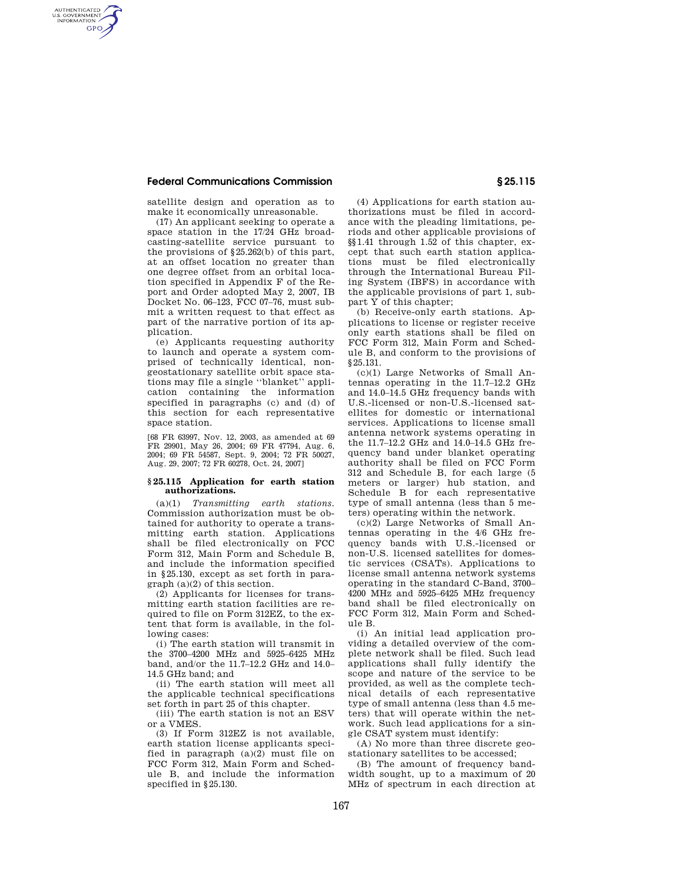satellite design and operation as to make it economically unreasonable.

(17) An applicant seeking to operate a space station in the 17/24 GHz broadcasting-satellite service pursuant to the provisions of §25.262(b) of this part, at an offset location no greater than one degree offset from an orbital location specified in Appendix F of the Report and Order adopted May 2, 2007, IB Docket No. 06–123, FCC 07–76, must submit a written request to that effect as part of the narrative portion of its application.

(e) Applicants requesting authority to launch and operate a system comprised of technically identical, nongeostationary satellite orbit space stations may file a single "blanket" application containing the information specified in paragraphs (c) and (d) of this section for each representative space station.

[68 FR 63997, Nov. 12, 2003, as amended at 69 FR 29901, May 26, 2004; 69 FR 47794, Aug. 6, 2004; 69 FR 54587, Sept. 9, 2004; 72 FR 50027, Aug. 29, 2007; 72 FR 60278, Oct. 24, 2007]

## §25.115 Application for earth station authorizations.

(a)(1) *Transmitting earth stations.* Commission authorization must be obtained for authority to operate a transmitting earth station. Applications shall be filed electronically on FCC Form 312, Main Form and Schedule B, and include the information specified in §25.130, except as set forth in paragraph (a)(2) of this section.

(2) Applicants for licenses for transmitting earth station facilities are required to file on Form 312EZ, to the extent that form is available, in the following cases:

(i) The earth station will transmit in the 3700–4200 MHz and 5925–6425 MHz band, and/or the 11.7–12.2 GHz and 14.0–14.5 GHz band; and

(ii) The earth station will meet all the applicable technical specifications set forth in part 25 of this chapter.

(iii) The earth station is not an ESV or a VMES.

(3) If Form 312EZ is not available, earth station license applicants specified in paragraph (a)(2) must file on FCC Form 312, Main Form and Schedule B, and include the information specified in §25.130.

(4) Applications for earth station authorizations must be filed in accordance with the pleading limitations, periods and other applicable provisions of §§1.41 through 1.52 of this chapter, except that such earth station applications must be filed electronically through the International Bureau Filing System (IBFS) in accordance with the applicable provisions of part 1, subpart Y of this chapter;

(b) Receive-only earth stations. Applications to license or register receive only earth stations shall be filed on FCC Form 312, Main Form and Schedule B, and conform to the provisions of §25.131.

(c)(1) Large Networks of Small Antennas operating in the 11.7–12.2 GHz and 14.0–14.5 GHz frequency bands with U.S.-licensed or non-U.S.-licensed satellites for domestic or international services. Applications to license small antenna network systems operating in the 11.7–12.2 GHz and 14.0–14.5 GHz frequency band under blanket operating authority shall be filed on FCC Form 312 and Schedule B, for each large (5 meters or larger) hub station, and Schedule B for each representative type of small antenna (less than 5 meters) operating within the network.

(c)(2) Large Networks of Small Antennas operating in the 4/6 GHz frequency bands with U.S.-licensed or non-U.S. licensed satellites for domestic services (CSATs). Applications to license small antenna network systems operating in the standard C-Band, 3700–4200 MHz and 5925–6425 MHz frequency band shall be filed electronically on FCC Form 312, Main Form and Schedule B.

(i) An initial lead application providing a detailed overview of the complete network shall be filed. Such lead applications shall fully identify the scope and nature of the service to be provided, as well as the complete technical details of each representative type of small antenna (less than 4.5 meters) that will operate within the network. Such lead applications for a single CSAT system must identify:

(A) No more than three discrete geostationary satellites to be accessed;

(B) The amount of frequency bandwidth sought, up to a maximum of 20 MHz of spectrum in each direction at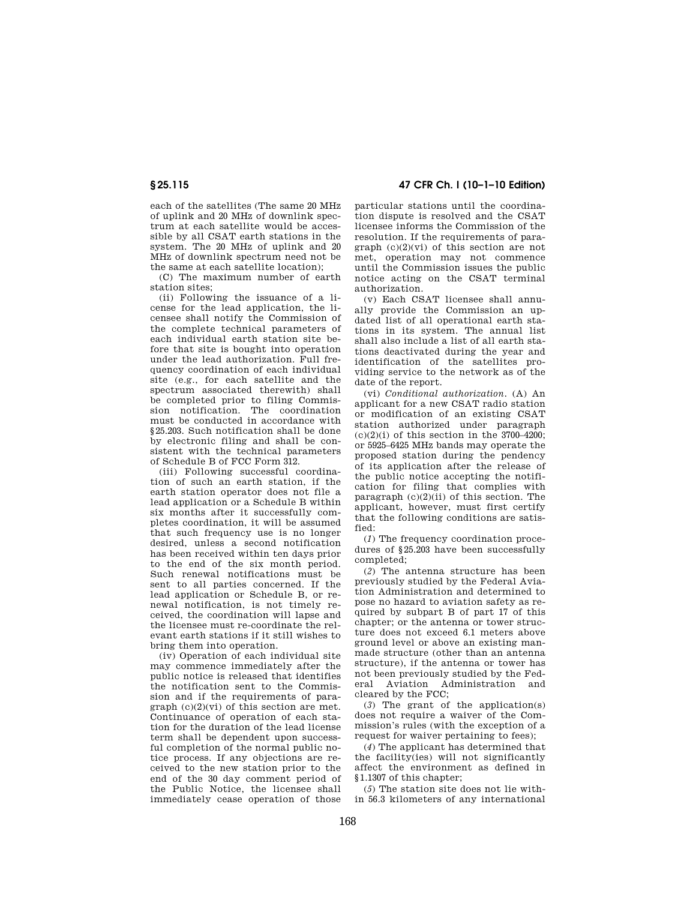each of the satellites (The same 20 MHz of uplink and 20 MHz of downlink spectrum at each satellite would be accessible by all CSAT earth stations in the system. The 20 MHz of uplink and 20 MHz of downlink spectrum need not be the same at each satellite location);

(C) The maximum number of earth station sites;

(ii) Following the issuance of a license for the lead application, the licensee shall notify the Commission of the complete technical parameters of each individual earth station site before that site is bought into operation under the lead authorization. Full frequency coordination of each individual site (e.g., for each satellite and the spectrum associated therewith) shall be completed prior to filing Commission notification. The coordination must be conducted in accordance with §25.203. Such notification shall be done by electronic filing and shall be consistent with the technical parameters of Schedule B of FCC Form 312.

(iii) Following successful coordination of such an earth station, if the earth station operator does not file a lead application or a Schedule B within six months after it successfully completes coordination, it will be assumed that such frequency use is no longer desired, unless a second notification has been received within ten days prior to the end of the six month period. Such renewal notifications must be sent to all parties concerned. If the lead application or Schedule B, or renewal notification, is not timely received, the coordination will lapse and the licensee must re-coordinate the relevant earth stations if it still wishes to bring them into operation.

(iv) Operation of each individual site may commence immediately after the public notice is released that identifies the notification sent to the Commission and if the requirements of paragraph (c)(2)(vi) of this section are met. Continuance of operation of each station for the duration of the lead license term shall be dependent upon successful completion of the normal public notice process. If any objections are received to the new station prior to the end of the 30 day comment period of the Public Notice, the licensee shall immediately cease operation of those particular stations until the coordination dispute is resolved and the CSAT licensee informs the Commission of the resolution. If the requirements of paragraph (c)(2)(vi) of this section are not met, operation may not commence until the Commission issues the public notice acting on the CSAT terminal authorization.

(v) Each CSAT licensee shall annually provide the Commission an updated list of all operational earth stations in its system. The annual list shall also include a list of all earth stations deactivated during the year and identification of the satellites providing service to the network as of the date of the report.

(vi) *Conditional authorization.* (A) An applicant for a new CSAT radio station or modification of an existing CSAT station authorized under paragraph (c)(2)(i) of this section in the 3700–4200; or 5925–6425 MHz bands may operate the proposed station during the pendency of its application after the release of the public notice accepting the notification for filing that complies with paragraph (c)(2)(ii) of this section. The applicant, however, must first certify that the following conditions are satisfied:

(*1*) The frequency coordination procedures of §25.203 have been successfully completed;

(*2*) The antenna structure has been previously studied by the Federal Aviation Administration and determined to pose no hazard to aviation safety as required by subpart B of part 17 of this chapter; or the antenna or tower structure does not exceed 6.1 meters above ground level or above an existing man-made structure (other than an antenna structure), if the antenna or tower has not been previously studied by the Federal Aviation Administration and cleared by the FCC;

(*3*) The grant of the application(s) does not require a waiver of the Commission's rules (with the exception of a request for waiver pertaining to fees);

(*4*) The applicant has determined that the facility(ies) will not significantly affect the environment as defined in §1.1307 of this chapter;

(*5*) The station site does not lie within 56.3 kilometers of any international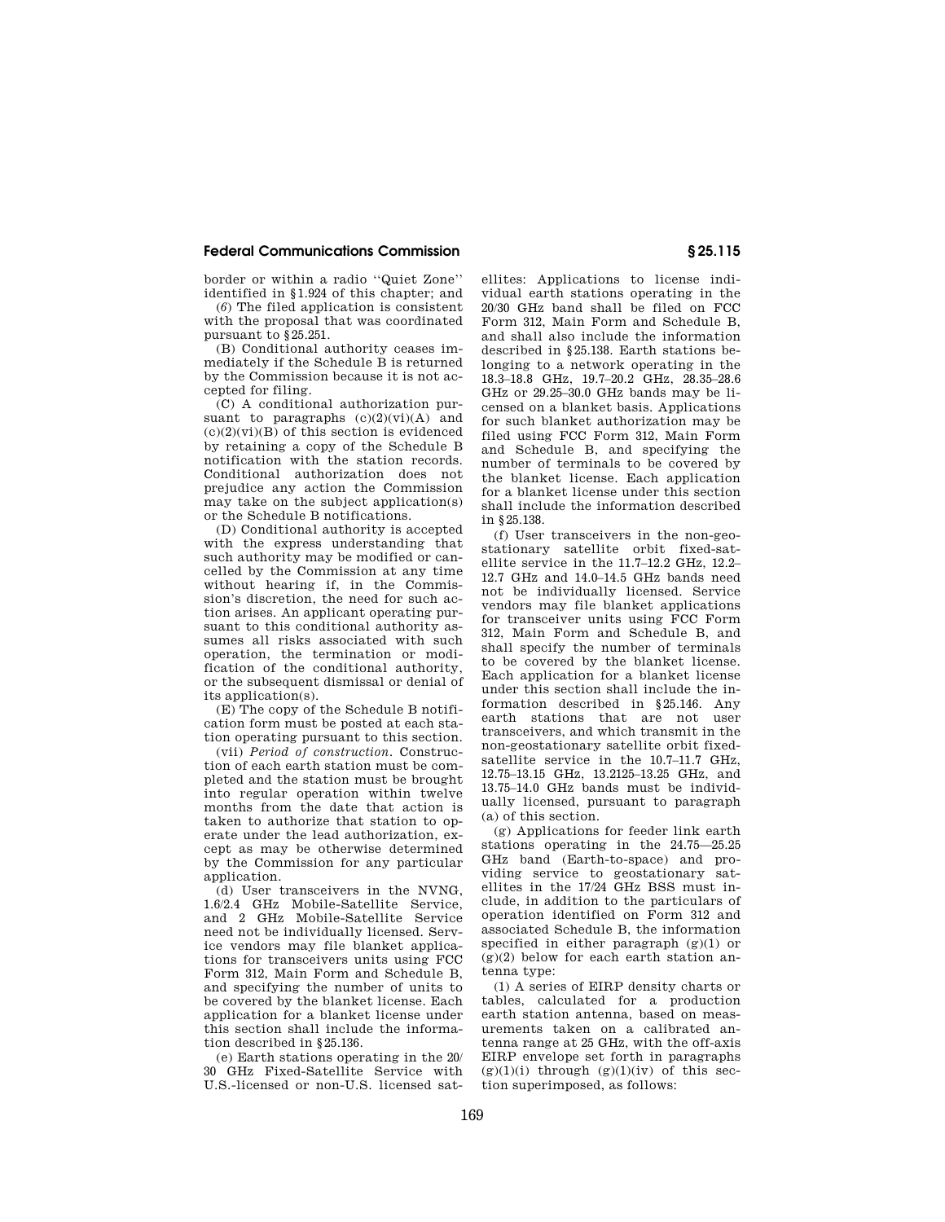border or within a radio ''Quiet Zone'' identified in §1.924 of this chapter; and

(*6*) The filed application is consistent with the proposal that was coordinated pursuant to §25.251.

(B) Conditional authority ceases immediately if the Schedule B is returned by the Commission because it is not accepted for filing.

(C) A conditional authorization pursuant to paragraphs (c)(2)(vi)(A) and (c)(2)(vi)(B) of this section is evidenced by retaining a copy of the Schedule B notification with the station records. Conditional authorization does not prejudice any action the Commission may take on the subject application(s) or the Schedule B notifications.

(D) Conditional authority is accepted with the express understanding that such authority may be modified or cancelled by the Commission at any time without hearing if, in the Commission's discretion, the need for such action arises. An applicant operating pursuant to this conditional authority assumes all risks associated with such operation, the termination or modification of the conditional authority, or the subsequent dismissal or denial of its application(s).

(E) The copy of the Schedule B notification form must be posted at each station operating pursuant to this section.

(vii) *Period of construction.* Construction of each earth station must be completed and the station must be brought into regular operation within twelve months from the date that action is taken to authorize that station to operate under the lead authorization, except as may be otherwise determined by the Commission for any particular application.

(d) User transceivers in the NVNG, 1.6/2.4 GHz Mobile-Satellite Service, and 2 GHz Mobile-Satellite Service need not be individually licensed. Service vendors may file blanket applications for transceivers units using FCC Form 312, Main Form and Schedule B, and specifying the number of units to be covered by the blanket license. Each application for a blanket license under this section shall include the information described in §25.136.

(e) Earth stations operating in the 20/30 GHz Fixed-Satellite Service with U.S.-licensed or non-U.S. licensed satellites: Applications to license individual earth stations operating in the 20/30 GHz band shall be filed on FCC Form 312, Main Form and Schedule B, and shall also include the information described in §25.138. Earth stations belonging to a network operating in the 18.3–18.8 GHz, 19.7–20.2 GHz, 28.35–28.6 GHz or 29.25–30.0 GHz bands may be licensed on a blanket basis. Applications for such blanket authorization may be filed using FCC Form 312, Main Form and Schedule B, and specifying the number of terminals to be covered by the blanket license. Each application for a blanket license under this section shall include the information described in §25.138.

(f) User transceivers in the non-geostationary satellite orbit fixed-satellite service in the 11.7–12.2 GHz, 12.2–12.7 GHz and 14.0–14.5 GHz bands need not be individually licensed. Service vendors may file blanket applications for transceiver units using FCC Form 312, Main Form and Schedule B, and shall specify the number of terminals to be covered by the blanket license. Each application for a blanket license under this section shall include the information described in §25.146. Any earth stations that are not user transceivers, and which transmit in the non-geostationary satellite orbit fixed-satellite service in the 10.7–11.7 GHz, 12.75–13.15 GHz, 13.2125–13.25 GHz, and 13.75–14.0 GHz bands must be individually licensed, pursuant to paragraph (a) of this section.

(g) Applications for feeder link earth stations operating in the 24.75—25.25 GHz band (Earth-to-space) and providing service to geostationary satellites in the 17/24 GHz BSS must include, in addition to the particulars of operation identified on Form 312 and associated Schedule B, the information specified in either paragraph (g)(1) or (g)(2) below for each earth station antenna type:

(1) A series of EIRP density charts or tables, calculated for a production earth station antenna, based on measurements taken on a calibrated antenna range at 25 GHz, with the off-axis EIRP envelope set forth in paragraphs (g)(1)(i) through (g)(1)(iv) of this section superimposed, as follows: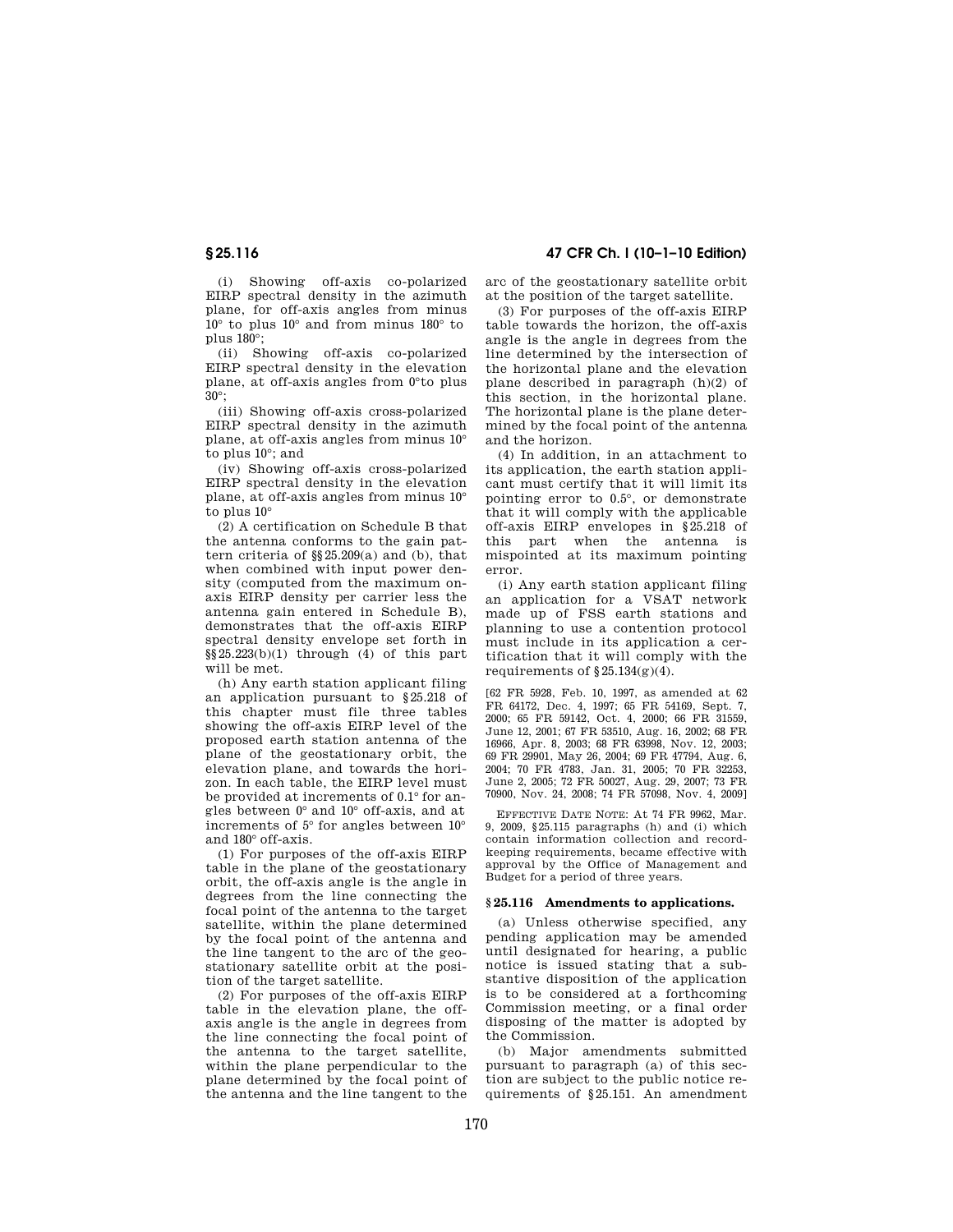(i) Showing off-axis co-polarized EIRP spectral density in the azimuth plane, for off-axis angles from minus 10° to plus 10° and from minus 180° to plus 180°;

(ii) Showing off-axis co-polarized EIRP spectral density in the elevation plane, at off-axis angles from 0°to plus 30°;

(iii) Showing off-axis cross-polarized EIRP spectral density in the azimuth plane, at off-axis angles from minus 10° to plus 10°; and

(iv) Showing off-axis cross-polarized EIRP spectral density in the elevation plane, at off-axis angles from minus 10° to plus 10°

(2) A certification on Schedule B that the antenna conforms to the gain pattern criteria of §§25.209(a) and (b), that when combined with input power density (computed from the maximum on-axis EIRP density per carrier less the antenna gain entered in Schedule B), demonstrates that the off-axis EIRP spectral density envelope set forth in §§25.223(b)(1) through (4) of this part will be met.

(h) Any earth station applicant filing an application pursuant to §25.218 of this chapter must file three tables showing the off-axis EIRP level of the proposed earth station antenna of the plane of the geostationary orbit, the elevation plane, and towards the horizon. In each table, the EIRP level must be provided at increments of 0.1° for angles between 0° and 10° off-axis, and at increments of 5° for angles between 10° and 180° off-axis.

(1) For purposes of the off-axis EIRP table in the plane of the geostationary orbit, the off-axis angle is the angle in degrees from the line connecting the focal point of the antenna to the target satellite, within the plane determined by the focal point of the antenna and the line tangent to the arc of the geostationary satellite orbit at the position of the target satellite.

(2) For purposes of the off-axis EIRP table in the elevation plane, the off-axis angle is the angle in degrees from the line connecting the focal point of the antenna to the target satellite, within the plane perpendicular to the plane determined by the focal point of the antenna and the line tangent to the arc of the geostationary satellite orbit at the position of the target satellite.

(3) For purposes of the off-axis EIRP table towards the horizon, the off-axis angle is the angle in degrees from the line determined by the intersection of the horizontal plane and the elevation plane described in paragraph (h)(2) of this section, in the horizontal plane. The horizontal plane is the plane determined by the focal point of the antenna and the horizon.

(4) In addition, in an attachment to its application, the earth station applicant must certify that it will limit its pointing error to 0.5°, or demonstrate that it will comply with the applicable off-axis EIRP envelopes in §25.218 of this part when the antenna is mispointed at its maximum pointing error.

(i) Any earth station applicant filing an application for a VSAT network made up of FSS earth stations and planning to use a contention protocol must include in its application a certification that it will comply with the requirements of §25.134(g)(4).

[62 FR 5928, Feb. 10, 1997, as amended at 62 FR 64172, Dec. 4, 1997; 65 FR 54169, Sept. 7, 2000; 65 FR 59142, Oct. 4, 2000; 66 FR 31559, June 12, 2001; 67 FR 53510, Aug. 16, 2002; 68 FR 16966, Apr. 8, 2003; 68 FR 63998, Nov. 12, 2003; 69 FR 29901, May 26, 2004; 69 FR 47794, Aug. 6, 2004; 70 FR 4783, Jan. 31, 2005; 70 FR 32253, June 2, 2005; 72 FR 50027, Aug. 29, 2007; 73 FR 70900, Nov. 24, 2008; 74 FR 57098, Nov. 4, 2009]

EFFECTIVE DATE NOTE: At 74 FR 9962, Mar. 9, 2009, §25.115 paragraphs (h) and (i) which contain information collection and recordkeeping requirements, became effective with approval by the Office of Management and Budget for a period of three years.

### §25.116 Amendments to applications.

(a) Unless otherwise specified, any pending application may be amended until designated for hearing, a public notice is issued stating that a substantive disposition of the application is to be considered at a forthcoming Commission meeting, or a final order disposing of the matter is adopted by the Commission.

(b) Major amendments submitted pursuant to paragraph (a) of this section are subject to the public notice requirements of §25.151. An amendment